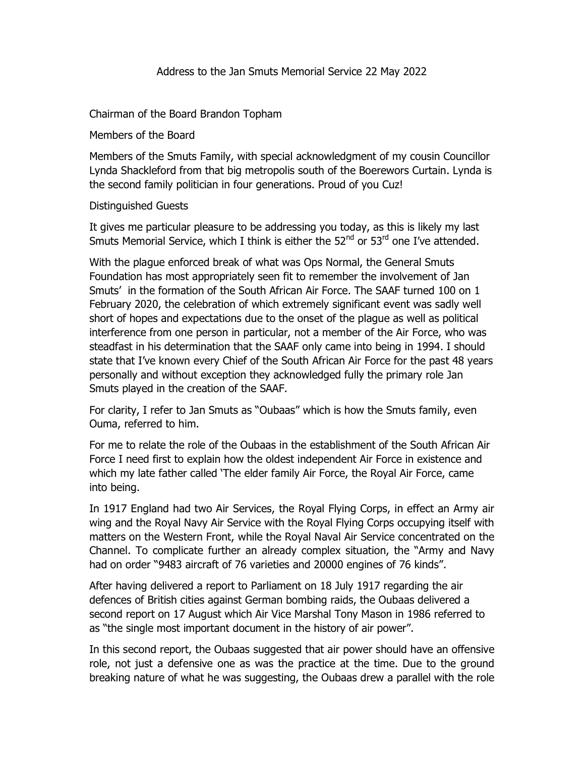# Address to the Jan Smuts Memorial Service 22 May 2022

Chairman of the Board Brandon Topham

Members of the Board

Members of the Smuts Family, with special acknowledgment of my cousin Councillor Lynda Shackleford from that big metropolis south of the Boerewors Curtain. Lynda is the second family politician in four generations. Proud of you Cuz!

Distinguished Guests

It gives me particular pleasure to be addressing you today, as this is likely my last Smuts Memorial Service, which I think is either the 52nd or 53rd one I've attended.

With the plague enforced break of what was Ops Normal, the General Smuts Foundation has most appropriately seen fit to remember the involvement of Jan Smuts' in the formation of the South African Air Force. The SAAF turned 100 on 1 February 2020, the celebration of which extremely significant event was sadly well short of hopes and expectations due to the onset of the plague as well as political interference from one person in particular, not a member of the Air Force, who was steadfast in his determination that the SAAF only came into being in 1994. I should state that I've known every Chief of the South African Air Force for the past 48 years personally and without exception they acknowledged fully the primary role Jan Smuts played in the creation of the SAAF.

For clarity, I refer to Jan Smuts as "Oubaas" which is how the Smuts family, even Ouma, referred to him.

For me to relate the role of the Oubaas in the establishment of the South African Air Force I need first to explain how the oldest independent Air Force in existence and which my late father called 'The elder family Air Force, the Royal Air Force, came into being.

In 1917 England had two Air Services, the Royal Flying Corps, in effect an Army air wing and the Royal Navy Air Service with the Royal Flying Corps occupying itself with matters on the Western Front, while the Royal Naval Air Service concentrated on the Channel. To complicate further an already complex situation, the "Army and Navy had on order "9483 aircraft of 76 varieties and 20000 engines of 76 kinds".

After having delivered a report to Parliament on 18 July 1917 regarding the air defences of British cities against German bombing raids, the Oubaas delivered a second report on 17 August which Air Vice Marshal Tony Mason in 1986 referred to as "the single most important document in the history of air power".

In this second report, the Oubaas suggested that air power should have an offensive role, not just a defensive one as was the practice at the time. Due to the ground breaking nature of what he was suggesting, the Oubaas drew a parallel with the role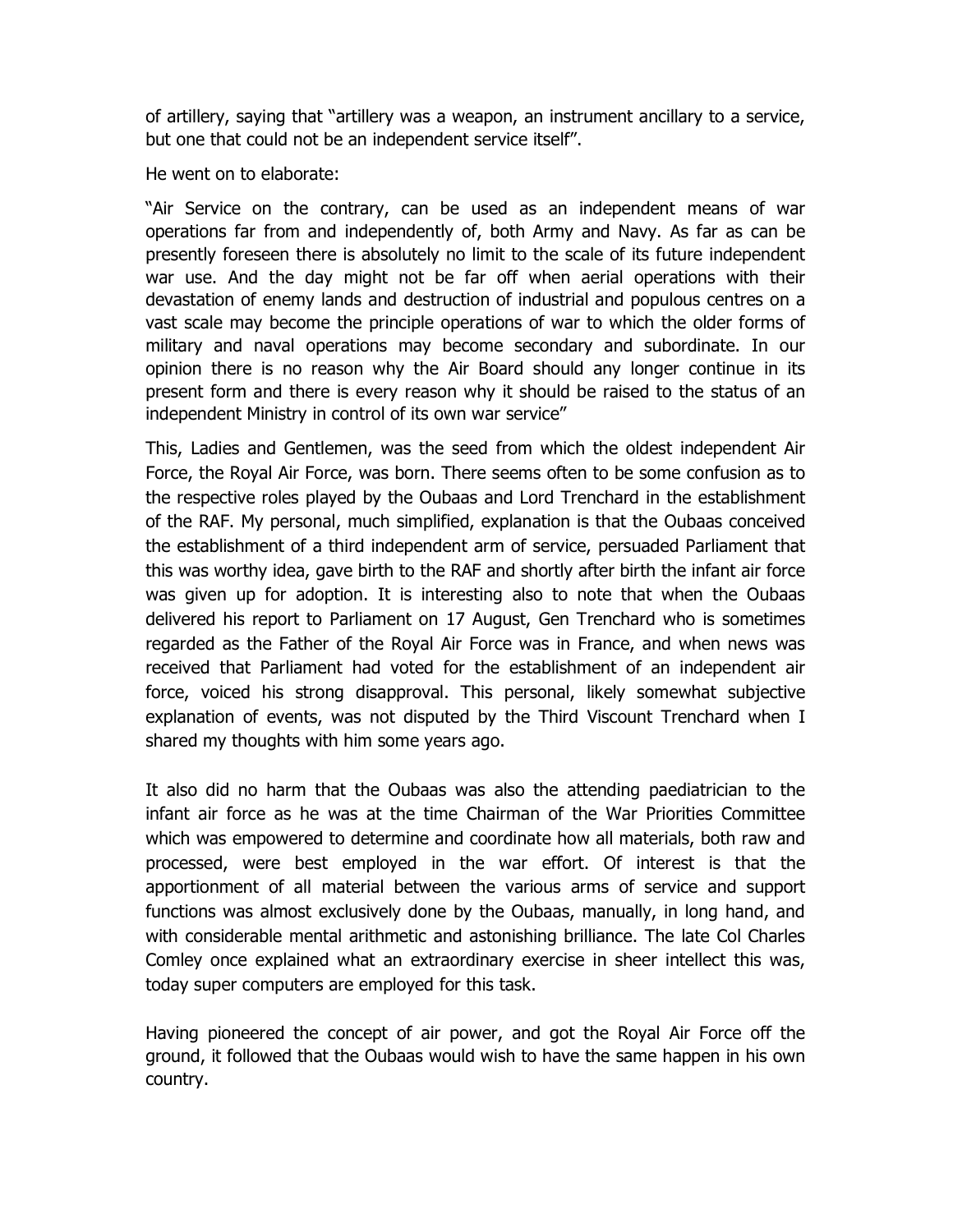of artillery, saying that "artillery was a weapon, an instrument ancillary to a service, but one that could not be an independent service itself".

He went on to elaborate:

"Air Service on the contrary, can be used as an independent means of war operations far from and independently of, both Army and Navy. As far as can be presently foreseen there is absolutely no limit to the scale of its future independent war use. And the day might not be far off when aerial operations with their devastation of enemy lands and destruction of industrial and populous centres on a vast scale may become the principle operations of war to which the older forms of military and naval operations may become secondary and subordinate. In our opinion there is no reason why the Air Board should any longer continue in its present form and there is every reason why it should be raised to the status of an independent Ministry in control of its own war service"

This, Ladies and Gentlemen, was the seed from which the oldest independent Air Force, the Royal Air Force, was born. There seems often to be some confusion as to the respective roles played by the Oubaas and Lord Trenchard in the establishment of the RAF. My personal, much simplified, explanation is that the Oubaas conceived the establishment of a third independent arm of service, persuaded Parliament that this was worthy idea, gave birth to the RAF and shortly after birth the infant air force was given up for adoption. It is interesting also to note that when the Oubaas delivered his report to Parliament on 17 August, Gen Trenchard who is sometimes regarded as the Father of the Royal Air Force was in France, and when news was received that Parliament had voted for the establishment of an independent air force, voiced his strong disapproval. This personal, likely somewhat subjective explanation of events, was not disputed by the Third Viscount Trenchard when I shared my thoughts with him some years ago.

It also did no harm that the Oubaas was also the attending paediatrician to the infant air force as he was at the time Chairman of the War Priorities Committee which was empowered to determine and coordinate how all materials, both raw and processed, were best employed in the war effort. Of interest is that the apportionment of all material between the various arms of service and support functions was almost exclusively done by the Oubaas, manually, in long hand, and with considerable mental arithmetic and astonishing brilliance. The late Col Charles Comley once explained what an extraordinary exercise in sheer intellect this was, today super computers are employed for this task.

Having pioneered the concept of air power, and got the Royal Air Force off the ground, it followed that the Oubaas would wish to have the same happen in his own country.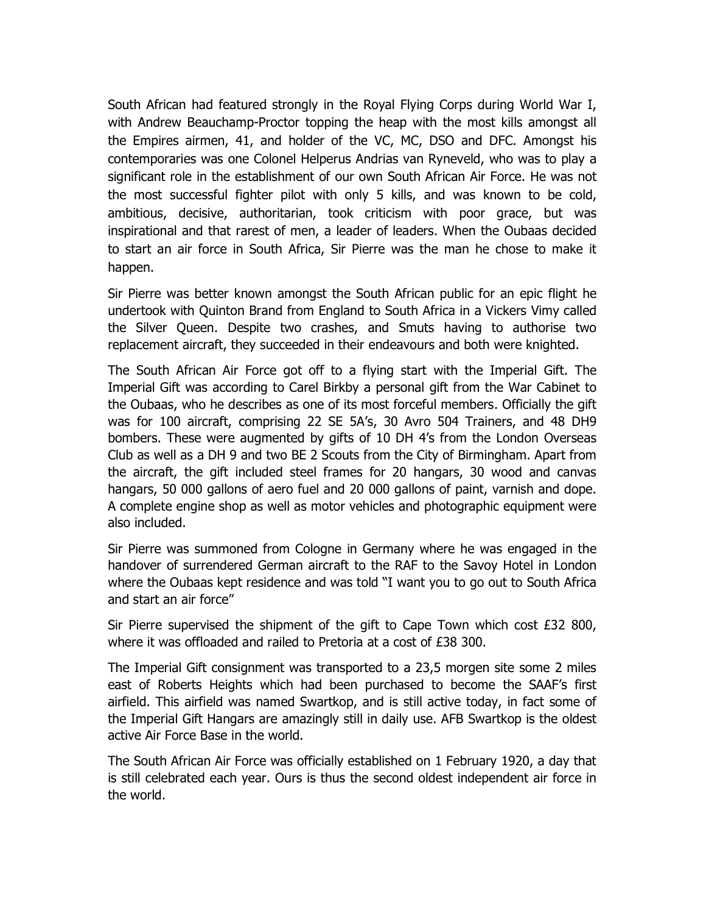South African had featured strongly in the Royal Flying Corps during World War I, with Andrew Beauchamp-Proctor topping the heap with the most kills amongst all the Empires airmen, 41, and holder of the VC, MC, DSO and DFC. Amongst his contemporaries was one Colonel Helperus Andrias van Ryneveld, who was to play a significant role in the establishment of our own South African Air Force. He was not the most successful fighter pilot with only 5 kills, and was known to be cold, ambitious, decisive, authoritarian, took criticism with poor grace, but was inspirational and that rarest of men, a leader of leaders. When the Oubaas decided to start an air force in South Africa, Sir Pierre was the man he chose to make it happen.

Sir Pierre was better known amongst the South African public for an epic flight he undertook with Quinton Brand from England to South Africa in a Vickers Vimy called the Silver Queen. Despite two crashes, and Smuts having to authorise two replacement aircraft, they succeeded in their endeavours and both were knighted.

The South African Air Force got off to a flying start with the Imperial Gift. The Imperial Gift was according to Carel Birkby a personal gift from the War Cabinet to the Oubaas, who he describes as one of its most forceful members. Officially the gift was for 100 aircraft, comprising 22 SE 5A's, 30 Avro 504 Trainers, and 48 DH9 bombers. These were augmented by gifts of 10 DH 4's from the London Overseas Club as well as a DH 9 and two BE 2 Scouts from the City of Birmingham. Apart from the aircraft, the gift included steel frames for 20 hangars, 30 wood and canvas hangars, 50 000 gallons of aero fuel and 20 000 gallons of paint, varnish and dope. A complete engine shop as well as motor vehicles and photographic equipment were also included.

Sir Pierre was summoned from Cologne in Germany where he was engaged in the handover of surrendered German aircraft to the RAF to the Savoy Hotel in London where the Oubaas kept residence and was told "I want you to go out to South Africa and start an air force"

Sir Pierre supervised the shipment of the gift to Cape Town which cost £32 800, where it was offloaded and railed to Pretoria at a cost of £38 300.

The Imperial Gift consignment was transported to a 23,5 morgen site some 2 miles east of Roberts Heights which had been purchased to become the SAAF's first airfield. This airfield was named Swartkop, and is still active today, in fact some of the Imperial Gift Hangars are amazingly still in daily use. AFB Swartkop is the oldest active Air Force Base in the world.

The South African Air Force was officially established on 1 February 1920, a day that is still celebrated each year. Ours is thus the second oldest independent air force in the world.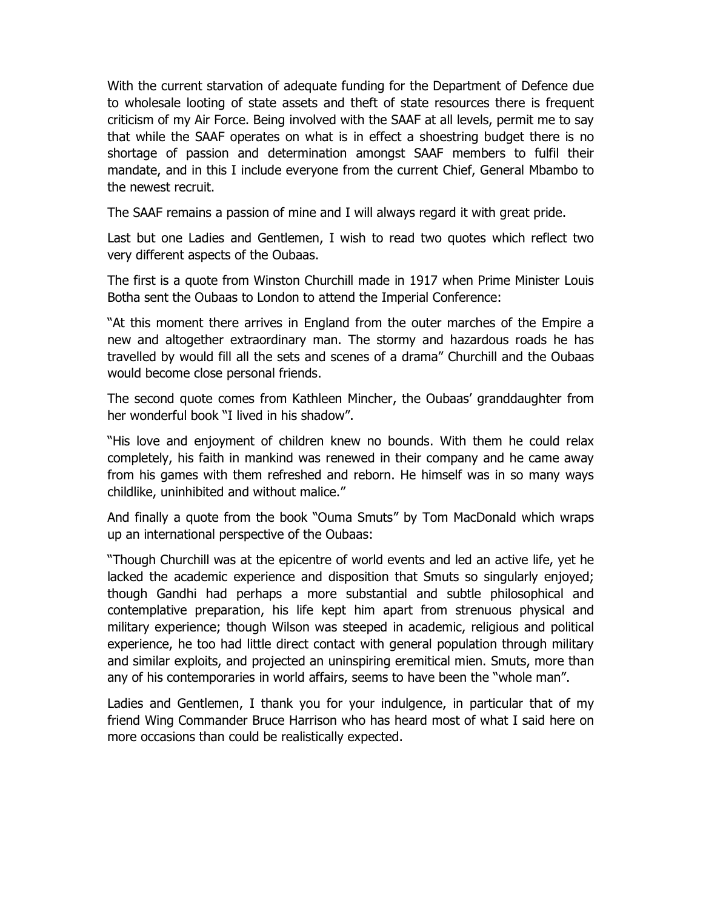With the current starvation of adequate funding for the Department of Defence due to wholesale looting of state assets and theft of state resources there is frequent criticism of my Air Force. Being involved with the SAAF at all levels, permit me to say that while the SAAF operates on what is in effect a shoestring budget there is no shortage of passion and determination amongst SAAF members to fulfil their mandate, and in this I include everyone from the current Chief, General Mbambo to the newest recruit.

The SAAF remains a passion of mine and I will always regard it with great pride.

Last but one Ladies and Gentlemen, I wish to read two quotes which reflect two very different aspects of the Oubaas.

The first is a quote from Winston Churchill made in 1917 when Prime Minister Louis Botha sent the Oubaas to London to attend the Imperial Conference:

"At this moment there arrives in England from the outer marches of the Empire a new and altogether extraordinary man. The stormy and hazardous roads he has travelled by would fill all the sets and scenes of a drama" Churchill and the Oubaas would become close personal friends.

The second quote comes from Kathleen Mincher, the Oubaas' granddaughter from her wonderful book "I lived in his shadow".

"His love and enjoyment of children knew no bounds. With them he could relax completely, his faith in mankind was renewed in their company and he came away from his games with them refreshed and reborn. He himself was in so many ways childlike, uninhibited and without malice."

And finally a quote from the book "Ouma Smuts" by Tom MacDonald which wraps up an international perspective of the Oubaas:

"Though Churchill was at the epicentre of world events and led an active life, yet he lacked the academic experience and disposition that Smuts so singularly enjoyed; though Gandhi had perhaps a more substantial and subtle philosophical and contemplative preparation, his life kept him apart from strenuous physical and military experience; though Wilson was steeped in academic, religious and political experience, he too had little direct contact with general population through military and similar exploits, and projected an uninspiring eremitical mien. Smuts, more than any of his contemporaries in world affairs, seems to have been the "whole man".

Ladies and Gentlemen, I thank you for your indulgence, in particular that of my friend Wing Commander Bruce Harrison who has heard most of what I said here on more occasions than could be realistically expected.